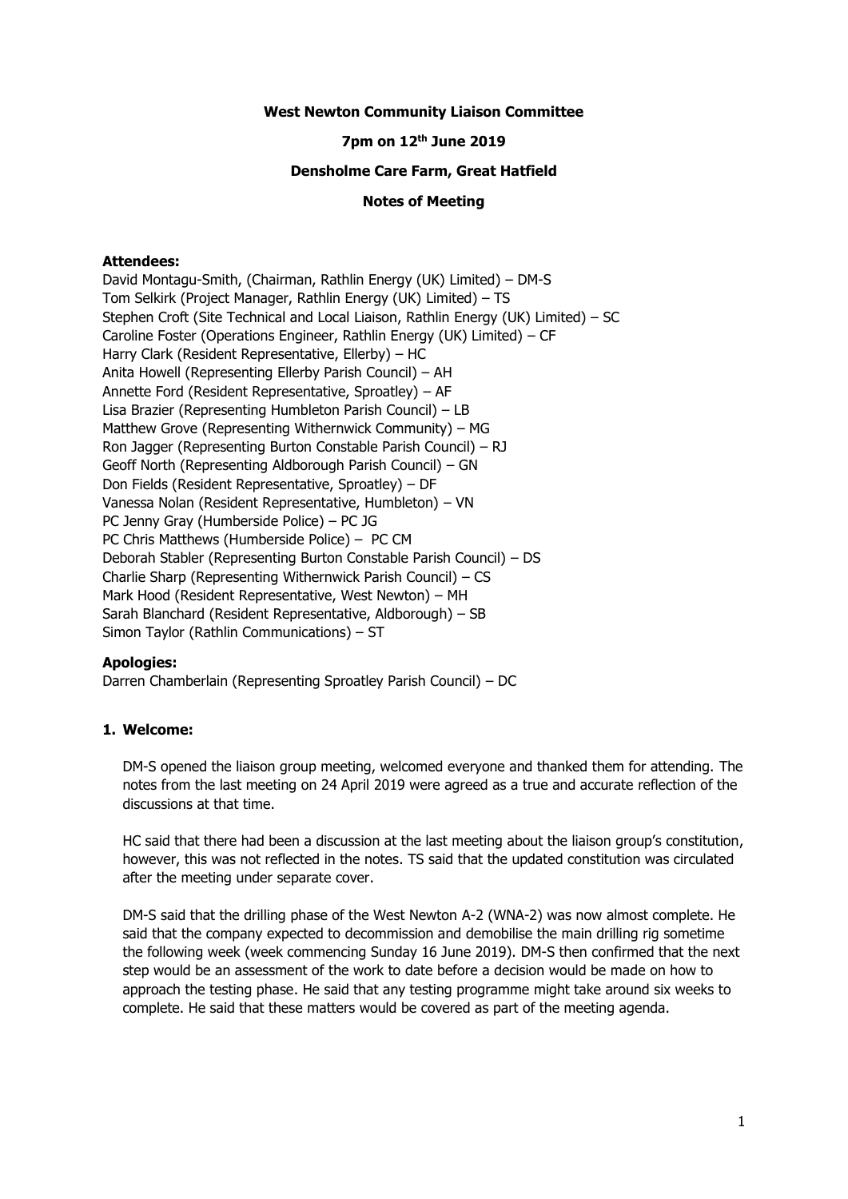**West Newton Community Liaison Committee**

**7pm on 12th June 2019**

**Densholme Care Farm, Great Hatfield**

**Notes of Meeting**

**Attendees:**

David Montagu-Smith, (Chairman, Rathlin Energy (UK) Limited) – DM-S
Tom Selkirk (Project Manager, Rathlin Energy (UK) Limited) – TS
Stephen Croft (Site Technical and Local Liaison, Rathlin Energy (UK) Limited) – SC
Caroline Foster (Operations Engineer, Rathlin Energy (UK) Limited) – CF
Harry Clark (Resident Representative, Ellerby) – HC
Anita Howell (Representing Ellerby Parish Council) – AH
Annette Ford (Resident Representative, Sproatley) – AF
Lisa Brazier (Representing Humbleton Parish Council) – LB
Matthew Grove (Representing Withernwick Community) – MG
Ron Jagger (Representing Burton Constable Parish Council) – RJ
Geoff North (Representing Aldborough Parish Council) – GN
Don Fields (Resident Representative, Sproatley) – DF
Vanessa Nolan (Resident Representative, Humbleton) – VN
PC Jenny Gray (Humberside Police) – PC JG
PC Chris Matthews (Humberside Police) – PC CM
Deborah Stabler (Representing Burton Constable Parish Council) – DS
Charlie Sharp (Representing Withernwick Parish Council) – CS
Mark Hood (Resident Representative, West Newton) – MH
Sarah Blanchard (Resident Representative, Aldborough) – SB
Simon Taylor (Rathlin Communications) – ST

**Apologies:**

Darren Chamberlain (Representing Sproatley Parish Council) – DC

1. **Welcome:**

   DM-S opened the liaison group meeting, welcomed everyone and thanked them for attending. The notes from the last meeting on 24 April 2019 were agreed as a true and accurate reflection of the discussions at that time.

   HC said that there had been a discussion at the last meeting about the liaison group's constitution, however, this was not reflected in the notes. TS said that the updated constitution was circulated after the meeting under separate cover.

   DM-S said that the drilling phase of the West Newton A-2 (WNA-2) was now almost complete. He said that the company expected to decommission and demobilise the main drilling rig sometime the following week (week commencing Sunday 16 June 2019). DM-S then confirmed that the next step would be an assessment of the work to date before a decision would be made on how to approach the testing phase. He said that any testing programme might take around six weeks to complete. He said that these matters would be covered as part of the meeting agenda.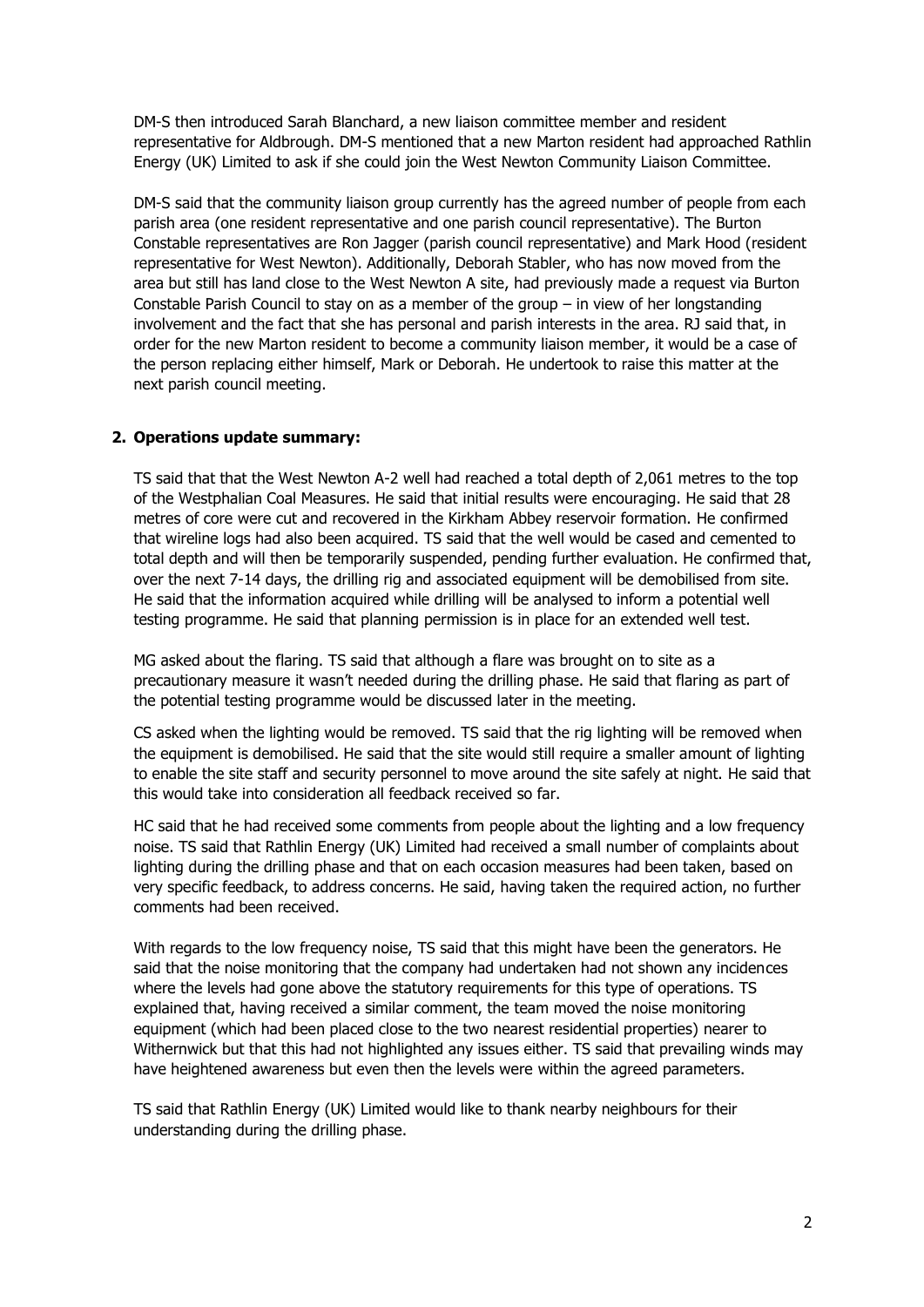DM-S then introduced Sarah Blanchard, a new liaison committee member and resident representative for Aldbrough. DM-S mentioned that a new Marton resident had approached Rathlin Energy (UK) Limited to ask if she could join the West Newton Community Liaison Committee.

DM-S said that the community liaison group currently has the agreed number of people from each parish area (one resident representative and one parish council representative). The Burton Constable representatives are Ron Jagger (parish council representative) and Mark Hood (resident representative for West Newton). Additionally, Deborah Stabler, who has now moved from the area but still has land close to the West Newton A site, had previously made a request via Burton Constable Parish Council to stay on as a member of the group – in view of her longstanding involvement and the fact that she has personal and parish interests in the area. RJ said that, in order for the new Marton resident to become a community liaison member, it would be a case of the person replacing either himself, Mark or Deborah. He undertook to raise this matter at the next parish council meeting.

2. **Operations update summary:**

TS said that that the West Newton A-2 well had reached a total depth of 2,061 metres to the top of the Westphalian Coal Measures. He said that initial results were encouraging. He said that 28 metres of core were cut and recovered in the Kirkham Abbey reservoir formation. He confirmed that wireline logs had also been acquired. TS said that the well would be cased and cemented to total depth and will then be temporarily suspended, pending further evaluation. He confirmed that, over the next 7-14 days, the drilling rig and associated equipment will be demobilised from site. He said that the information acquired while drilling will be analysed to inform a potential well testing programme. He said that planning permission is in place for an extended well test.

MG asked about the flaring. TS said that although a flare was brought on to site as a precautionary measure it wasn't needed during the drilling phase. He said that flaring as part of the potential testing programme would be discussed later in the meeting.

CS asked when the lighting would be removed. TS said that the rig lighting will be removed when the equipment is demobilised. He said that the site would still require a smaller amount of lighting to enable the site staff and security personnel to move around the site safely at night. He said that this would take into consideration all feedback received so far.

HC said that he had received some comments from people about the lighting and a low frequency noise. TS said that Rathlin Energy (UK) Limited had received a small number of complaints about lighting during the drilling phase and that on each occasion measures had been taken, based on very specific feedback, to address concerns. He said, having taken the required action, no further comments had been received.

With regards to the low frequency noise, TS said that this might have been the generators. He said that the noise monitoring that the company had undertaken had not shown any incidences where the levels had gone above the statutory requirements for this type of operations. TS explained that, having received a similar comment, the team moved the noise monitoring equipment (which had been placed close to the two nearest residential properties) nearer to Withernwick but that this had not highlighted any issues either. TS said that prevailing winds may have heightened awareness but even then the levels were within the agreed parameters.

TS said that Rathlin Energy (UK) Limited would like to thank nearby neighbours for their understanding during the drilling phase.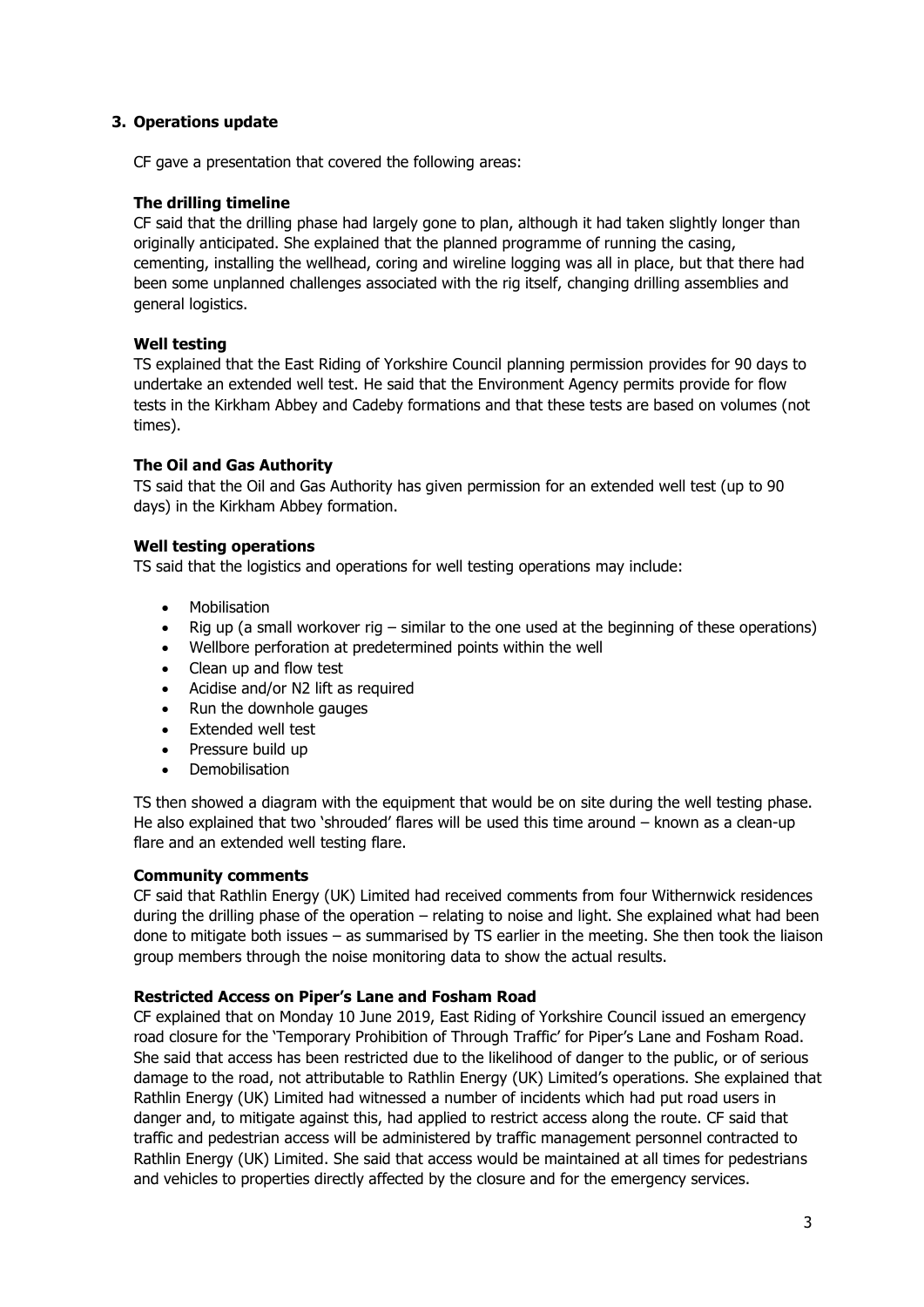## 3. Operations update

CF gave a presentation that covered the following areas:

### The drilling timeline

CF said that the drilling phase had largely gone to plan, although it had taken slightly longer than originally anticipated. She explained that the planned programme of running the casing, cementing, installing the wellhead, coring and wireline logging was all in place, but that there had been some unplanned challenges associated with the rig itself, changing drilling assemblies and general logistics.

### Well testing

TS explained that the East Riding of Yorkshire Council planning permission provides for 90 days to undertake an extended well test. He said that the Environment Agency permits provide for flow tests in the Kirkham Abbey and Cadeby formations and that these tests are based on volumes (not times).

### The Oil and Gas Authority

TS said that the Oil and Gas Authority has given permission for an extended well test (up to 90 days) in the Kirkham Abbey formation.

### Well testing operations

TS said that the logistics and operations for well testing operations may include:

- Mobilisation
- Rig up (a small workover rig – similar to the one used at the beginning of these operations)
- Wellbore perforation at predetermined points within the well
- Clean up and flow test
- Acidise and/or N2 lift as required
- Run the downhole gauges
- Extended well test
- Pressure build up
- Demobilisation

TS then showed a diagram with the equipment that would be on site during the well testing phase. He also explained that two 'shrouded' flares will be used this time around – known as a clean-up flare and an extended well testing flare.

### Community comments

CF said that Rathlin Energy (UK) Limited had received comments from four Withernwick residences during the drilling phase of the operation – relating to noise and light. She explained what had been done to mitigate both issues – as summarised by TS earlier in the meeting. She then took the liaison group members through the noise monitoring data to show the actual results.

### Restricted Access on Piper's Lane and Fosham Road

CF explained that on Monday 10 June 2019, East Riding of Yorkshire Council issued an emergency road closure for the 'Temporary Prohibition of Through Traffic' for Piper's Lane and Fosham Road. She said that access has been restricted due to the likelihood of danger to the public, or of serious damage to the road, not attributable to Rathlin Energy (UK) Limited's operations. She explained that Rathlin Energy (UK) Limited had witnessed a number of incidents which had put road users in danger and, to mitigate against this, had applied to restrict access along the route. CF said that traffic and pedestrian access will be administered by traffic management personnel contracted to Rathlin Energy (UK) Limited. She said that access would be maintained at all times for pedestrians and vehicles to properties directly affected by the closure and for the emergency services.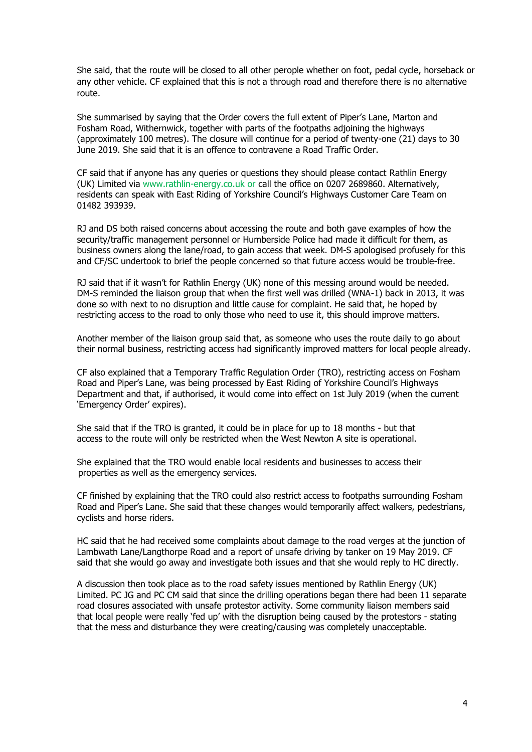She said, that the route will be closed to all other perople whether on foot, pedal cycle, horseback or any other vehicle. CF explained that this is not a through road and therefore there is no alternative route.

She summarised by saying that the Order covers the full extent of Piper's Lane, Marton and Fosham Road, Withernwick, together with parts of the footpaths adjoining the highways (approximately 100 metres). The closure will continue for a period of twenty-one (21) days to 30 June 2019. She said that it is an offence to contravene a Road Traffic Order.

CF said that if anyone has any queries or questions they should please contact Rathlin Energy (UK) Limited via www.rathlin-energy.co.uk or call the office on 0207 2689860. Alternatively, residents can speak with East Riding of Yorkshire Council's Highways Customer Care Team on 01482 393939.

RJ and DS both raised concerns about accessing the route and both gave examples of how the security/traffic management personnel or Humberside Police had made it difficult for them, as business owners along the lane/road, to gain access that week. DM-S apologised profusely for this and CF/SC undertook to brief the people concerned so that future access would be trouble-free.

RJ said that if it wasn't for Rathlin Energy (UK) none of this messing around would be needed. DM-S reminded the liaison group that when the first well was drilled (WNA-1) back in 2013, it was done so with next to no disruption and little cause for complaint. He said that, he hoped by restricting access to the road to only those who need to use it, this should improve matters.

Another member of the liaison group said that, as someone who uses the route daily to go about their normal business, restricting access had significantly improved matters for local people already.

CF also explained that a Temporary Traffic Regulation Order (TRO), restricting access on Fosham Road and Piper's Lane, was being processed by East Riding of Yorkshire Council's Highways Department and that, if authorised, it would come into effect on 1st July 2019 (when the current 'Emergency Order' expires).

She said that if the TRO is granted, it could be in place for up to 18 months - but that access to the route will only be restricted when the West Newton A site is operational.

She explained that the TRO would enable local residents and businesses to access their properties as well as the emergency services.

CF finished by explaining that the TRO could also restrict access to footpaths surrounding Fosham Road and Piper's Lane. She said that these changes would temporarily affect walkers, pedestrians, cyclists and horse riders.

HC said that he had received some complaints about damage to the road verges at the junction of Lambwath Lane/Langthorpe Road and a report of unsafe driving by tanker on 19 May 2019. CF said that she would go away and investigate both issues and that she would reply to HC directly.

A discussion then took place as to the road safety issues mentioned by Rathlin Energy (UK) Limited. PC JG and PC CM said that since the drilling operations began there had been 11 separate road closures associated with unsafe protestor activity. Some community liaison members said that local people were really 'fed up' with the disruption being caused by the protestors - stating that the mess and disturbance they were creating/causing was completely unacceptable.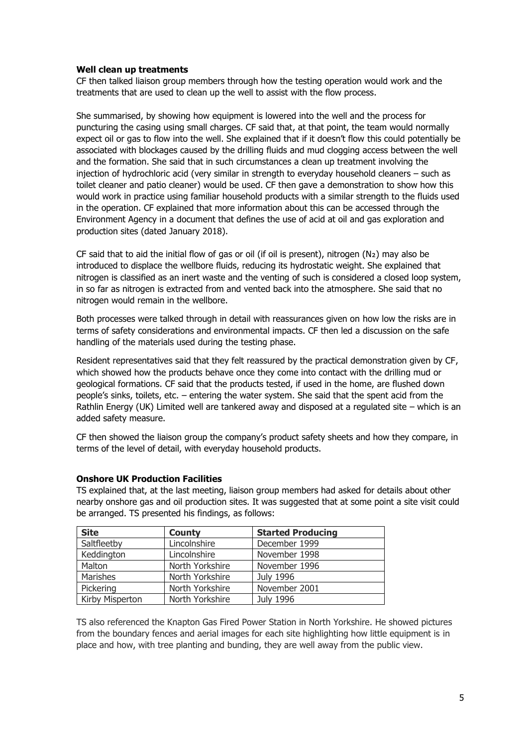**Well clean up treatments**

CF then talked liaison group members through how the testing operation would work and the treatments that are used to clean up the well to assist with the flow process.

She summarised, by showing how equipment is lowered into the well and the process for puncturing the casing using small charges. CF said that, at that point, the team would normally expect oil or gas to flow into the well. She explained that if it doesn't flow this could potentially be associated with blockages caused by the drilling fluids and mud clogging access between the well and the formation. She said that in such circumstances a clean up treatment involving the injection of hydrochloric acid (very similar in strength to everyday household cleaners – such as toilet cleaner and patio cleaner) would be used. CF then gave a demonstration to show how this would work in practice using familiar household products with a similar strength to the fluids used in the operation. CF explained that more information about this can be accessed through the Environment Agency in a document that defines the use of acid at oil and gas exploration and production sites (dated January 2018).

CF said that to aid the initial flow of gas or oil (if oil is present), nitrogen ($N_2$) may also be introduced to displace the wellbore fluids, reducing its hydrostatic weight. She explained that nitrogen is classified as an inert waste and the venting of such is considered a closed loop system, in so far as nitrogen is extracted from and vented back into the atmosphere. She said that no nitrogen would remain in the wellbore.

Both processes were talked through in detail with reassurances given on how low the risks are in terms of safety considerations and environmental impacts. CF then led a discussion on the safe handling of the materials used during the testing phase.

Resident representatives said that they felt reassured by the practical demonstration given by CF, which showed how the products behave once they come into contact with the drilling mud or geological formations. CF said that the products tested, if used in the home, are flushed down people's sinks, toilets, etc. – entering the water system. She said that the spent acid from the Rathlin Energy (UK) Limited well are tankered away and disposed at a regulated site – which is an added safety measure.

CF then showed the liaison group the company's product safety sheets and how they compare, in terms of the level of detail, with everyday household products.

**Onshore UK Production Facilities**

TS explained that, at the last meeting, liaison group members had asked for details about other nearby onshore gas and oil production sites. It was suggested that at some point a site visit could be arranged. TS presented his findings, as follows:

| Site | County | Started Producing |
|---|---|---|
| Saltfleetby | Lincolnshire | December 1999 |
| Keddington | Lincolnshire | November 1998 |
| Malton | North Yorkshire | November 1996 |
| Marishes | North Yorkshire | July 1996 |
| Pickering | North Yorkshire | November 2001 |
| Kirby Misperton | North Yorkshire | July 1996 |

TS also referenced the Knapton Gas Fired Power Station in North Yorkshire. He showed pictures from the boundary fences and aerial images for each site highlighting how little equipment is in place and how, with tree planting and bunding, they are well away from the public view.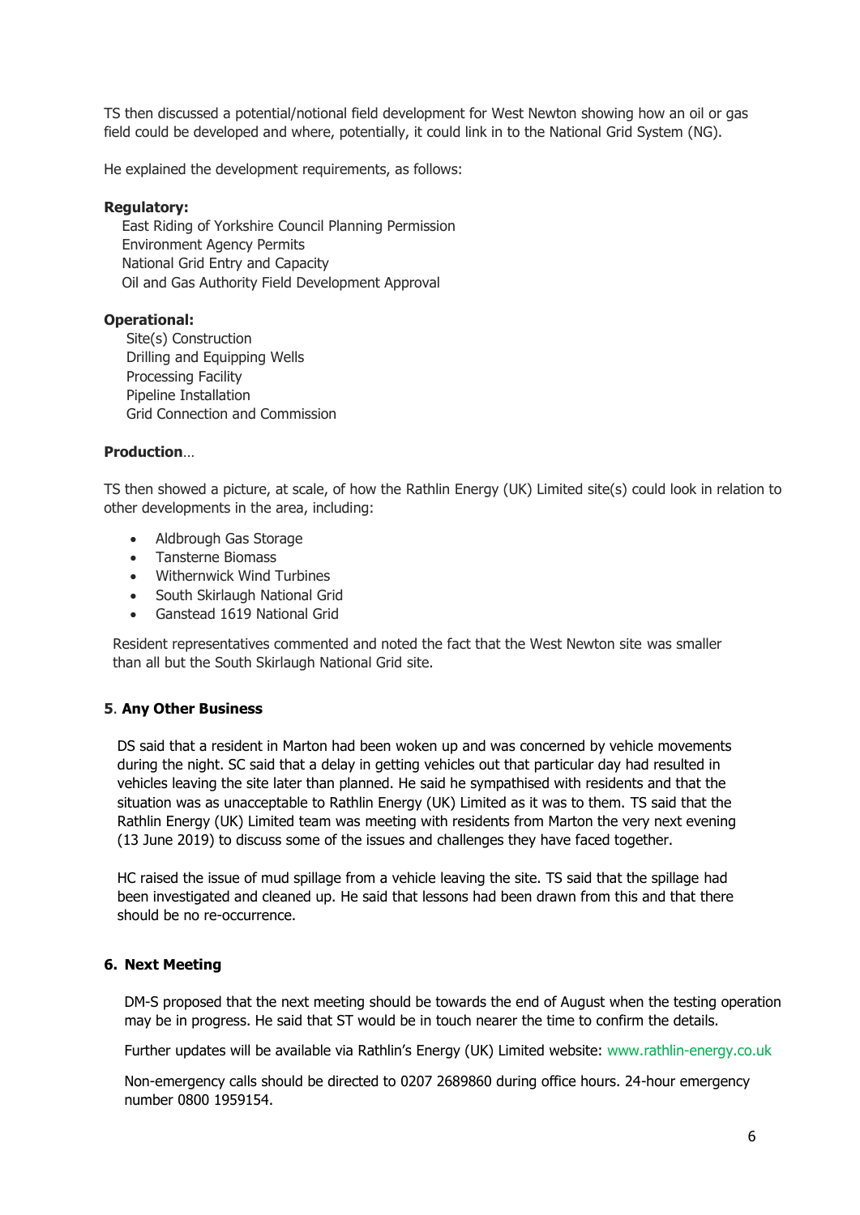TS then discussed a potential/notional field development for West Newton showing how an oil or gas field could be developed and where, potentially, it could link in to the National Grid System (NG).

He explained the development requirements, as follows:

**Regulatory:**
East Riding of Yorkshire Council Planning Permission
Environment Agency Permits
National Grid Entry and Capacity
Oil and Gas Authority Field Development Approval

**Operational:**
Site(s) Construction
Drilling and Equipping Wells
Processing Facility
Pipeline Installation
Grid Connection and Commission

**Production**…

TS then showed a picture, at scale, of how the Rathlin Energy (UK) Limited site(s) could look in relation to other developments in the area, including:

- Aldbrough Gas Storage
- Tansterne Biomass
- Withernwick Wind Turbines
- South Skirlaugh National Grid
- Ganstead 1619 National Grid

Resident representatives commented and noted the fact that the West Newton site was smaller than all but the South Skirlaugh National Grid site.

### 5. Any Other Business

DS said that a resident in Marton had been woken up and was concerned by vehicle movements during the night. SC said that a delay in getting vehicles out that particular day had resulted in vehicles leaving the site later than planned. He said he sympathised with residents and that the situation was as unacceptable to Rathlin Energy (UK) Limited as it was to them. TS said that the Rathlin Energy (UK) Limited team was meeting with residents from Marton the very next evening (13 June 2019) to discuss some of the issues and challenges they have faced together.

HC raised the issue of mud spillage from a vehicle leaving the site. TS said that the spillage had been investigated and cleaned up. He said that lessons had been drawn from this and that there should be no re-occurrence.

### 6. Next Meeting

DM-S proposed that the next meeting should be towards the end of August when the testing operation may be in progress. He said that ST would be in touch nearer the time to confirm the details.

Further updates will be available via Rathlin's Energy (UK) Limited website: www.rathlin-energy.co.uk

Non-emergency calls should be directed to 0207 2689860 during office hours. 24-hour emergency number 0800 1959154.